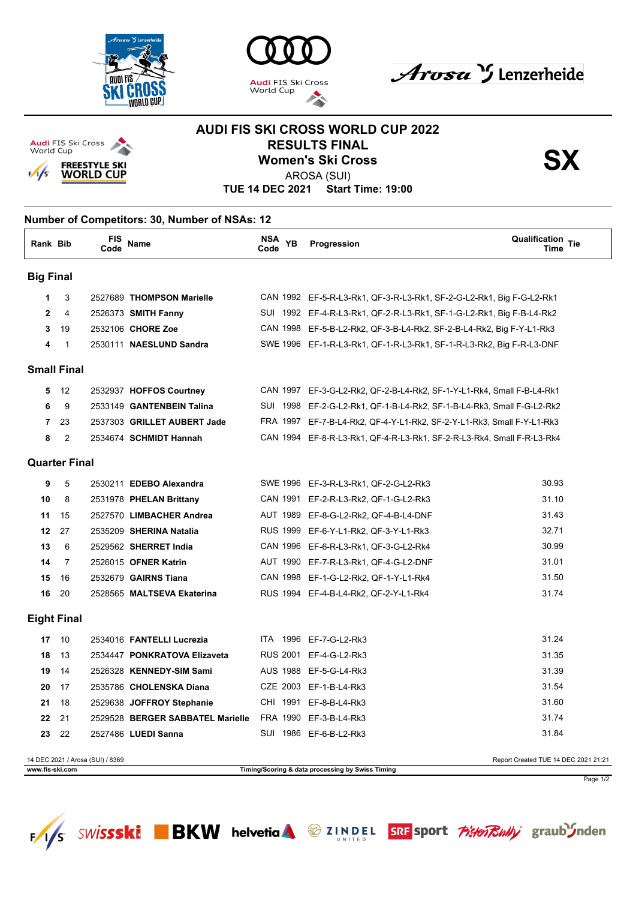# AUDI FIS SKI CROSS WORLD CUP 2022

## RESULTS FINAL

## Women's Ski Cross

**SX**

AROSA (SUI)

**TUE 14 DEC 2021 Start Time: 19:00**

**Number of Competitors: 30, Number of NSAs: 12**

| Rank | Bib | FIS Code | Name | NSA Code | YB | Progression | Qualification Time | Tie |
|---|---|---|---|---|---|---|---|---|
| **Big Final** | | | | | | | | |
| 1 | 3 | 2527689 | **THOMPSON Marielle** | CAN | 1992 | EF-5-R-L3-Rk1, QF-3-R-L3-Rk1, SF-2-G-L2-Rk1, Big F-G-L2-Rk1 | | |
| 2 | 4 | 2526373 | **SMITH Fanny** | SUI | 1992 | EF-4-R-L3-Rk1, QF-2-R-L3-Rk1, SF-1-G-L2-Rk1, Big F-B-L4-Rk2 | | |
| 3 | 19 | 2532106 | **CHORE Zoe** | CAN | 1998 | EF-5-B-L2-Rk2, QF-3-B-L4-Rk2, SF-2-B-L4-Rk2, Big F-Y-L1-Rk3 | | |
| 4 | 1 | 2530111 | **NAESLUND Sandra** | SWE | 1996 | EF-1-R-L3-Rk1, QF-1-R-L3-Rk1, SF-1-R-L3-Rk2, Big F-R-L3-DNF | | |
| **Small Final** | | | | | | | | |
| 5 | 12 | 2532937 | **HOFFOS Courtney** | CAN | 1997 | EF-3-G-L2-Rk2, QF-2-B-L4-Rk2, SF-1-Y-L1-Rk4, Small F-B-L4-Rk1 | | |
| 6 | 9 | 2533149 | **GANTENBEIN Talina** | SUI | 1998 | EF-2-G-L2-Rk1, QF-1-B-L4-Rk2, SF-1-B-L4-Rk3, Small F-G-L2-Rk2 | | |
| 7 | 23 | 2537303 | **GRILLET AUBERT Jade** | FRA | 1997 | EF-7-B-L4-Rk2, QF-4-Y-L1-Rk2, SF-2-Y-L1-Rk3, Small F-Y-L1-Rk3 | | |
| 8 | 2 | 2534674 | **SCHMIDT Hannah** | CAN | 1994 | EF-8-R-L3-Rk1, QF-4-R-L3-Rk1, SF-2-R-L3-Rk4, Small F-R-L3-Rk4 | | |
| **Quarter Final** | | | | | | | | |
| 9 | 5 | 2530211 | **EDEBO Alexandra** | SWE | 1996 | EF-3-R-L3-Rk1, QF-2-G-L2-Rk3 | 30.93 | |
| 10 | 8 | 2531978 | **PHELAN Brittany** | CAN | 1991 | EF-2-R-L3-Rk2, QF-1-G-L2-Rk3 | 31.10 | |
| 11 | 15 | 2527570 | **LIMBACHER Andrea** | AUT | 1989 | EF-8-G-L2-Rk2, QF-4-B-L4-DNF | 31.43 | |
| 12 | 27 | 2535209 | **SHERINA Natalia** | RUS | 1999 | EF-6-Y-L1-Rk2, QF-3-Y-L1-Rk3 | 32.71 | |
| 13 | 6 | 2529562 | **SHERRET India** | CAN | 1996 | EF-6-R-L3-Rk1, QF-3-G-L2-Rk4 | 30.99 | |
| 14 | 7 | 2526015 | **OFNER Katrin** | AUT | 1990 | EF-7-R-L3-Rk1, QF-4-G-L2-DNF | 31.01 | |
| 15 | 16 | 2532679 | **GAIRNS Tiana** | CAN | 1998 | EF-1-G-L2-Rk2, QF-1-Y-L1-Rk4 | 31.50 | |
| 16 | 20 | 2528565 | **MALTSEVA Ekaterina** | RUS | 1994 | EF-4-B-L4-Rk2, QF-2-Y-L1-Rk4 | 31.74 | |
| **Eight Final** | | | | | | | | |
| 17 | 10 | 2534016 | **FANTELLI Lucrezia** | ITA | 1996 | EF-7-G-L2-Rk3 | 31.24 | |
| 18 | 13 | 2534447 | **PONKRATOVA Elizaveta** | RUS | 2001 | EF-4-G-L2-Rk3 | 31.35 | |
| 19 | 14 | 2526328 | **KENNEDY-SIM Sami** | AUS | 1988 | EF-5-G-L4-Rk3 | 31.39 | |
| 20 | 17 | 2535786 | **CHOLENSKA Diana** | CZE | 2003 | EF-1-B-L4-Rk3 | 31.54 | |
| 21 | 18 | 2529638 | **JOFFROY Stephanie** | CHI | 1991 | EF-8-B-L4-Rk3 | 31.60 | |
| 22 | 21 | 2529528 | **BERGER SABBATEL Marielle** | FRA | 1990 | EF-3-B-L4-Rk3 | 31.74 | |
| 23 | 22 | 2527486 | **LUEDI Sanna** | SUI | 1986 | EF-6-B-L2-Rk3 | 31.84 | |

14 DEC 2021 / Arosa (SUI) / 8369

Report Created TUE 14 DEC 2021 21:21

www.fis-ski.com

Timing/Scoring & data processing by Swiss Timing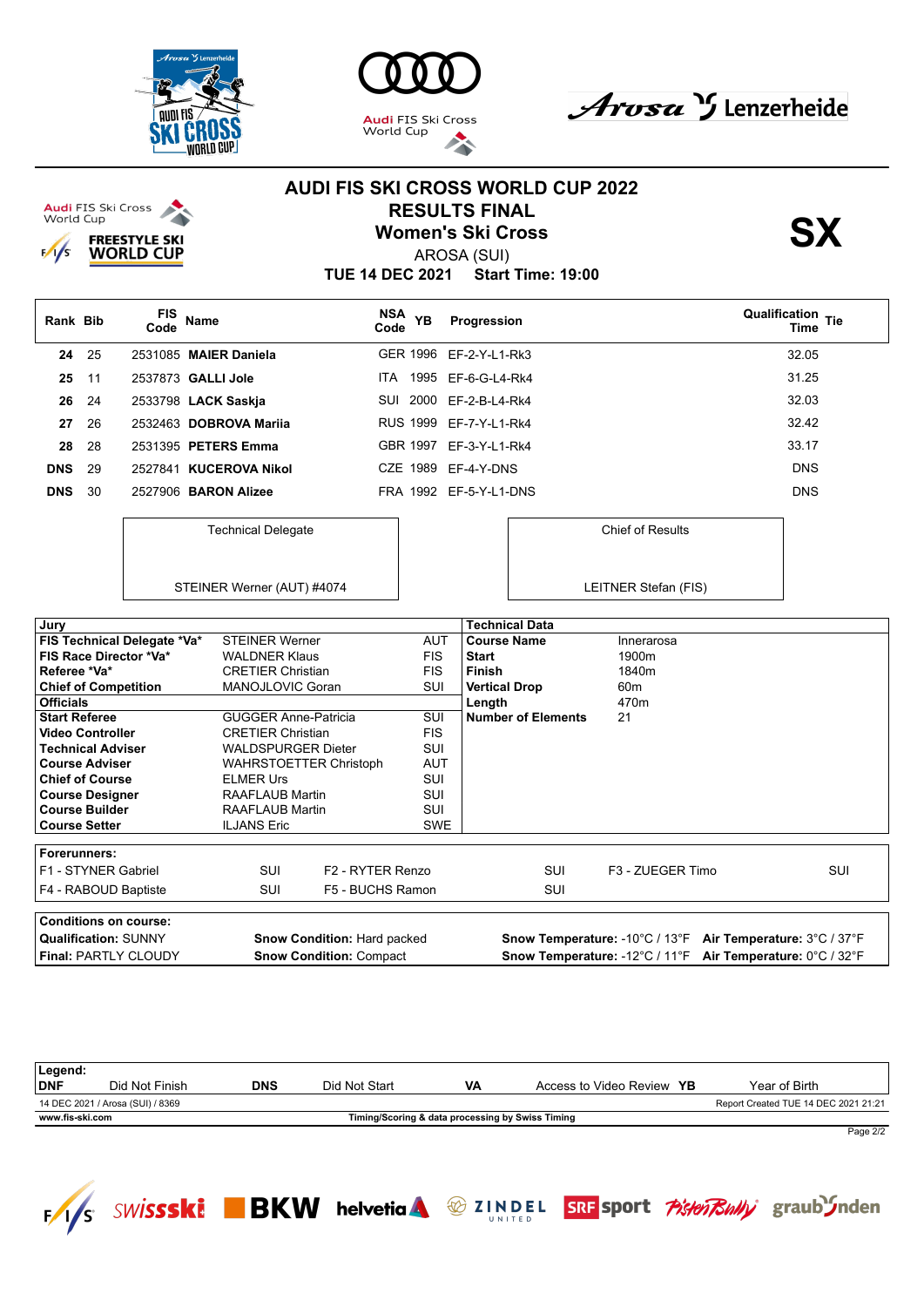# AUDI FIS SKI CROSS WORLD CUP 2022

## RESULTS FINAL

## Women's Ski Cross

**SX**

AROSA (SUI)

**TUE 14 DEC 2021 Start Time: 19:00**

| Rank | Bib | FIS Code | Name | NSA Code | YB | Progression | Qualification Time | Tie |
|---|---|---|---|---|---|---|---|---|
| 24 | 25 | 2531085 | **MAIER Daniela** | GER | 1996 | EF-2-Y-L1-Rk3 | 32.05 | |
| 25 | 11 | 2537873 | **GALLI Jole** | ITA | 1995 | EF-6-G-L4-Rk4 | 31.25 | |
| 26 | 24 | 2533798 | **LACK Saskja** | SUI | 2000 | EF-2-B-L4-Rk4 | 32.03 | |
| 27 | 26 | 2532463 | **DOBROVA Mariia** | RUS | 1999 | EF-7-Y-L1-Rk4 | 32.42 | |
| 28 | 28 | 2531395 | **PETERS Emma** | GBR | 1997 | EF-3-Y-L1-Rk4 | 33.17 | |
| DNS | 29 | 2527841 | **KUCEROVA Nikol** | CZE | 1989 | EF-4-Y-DNS | DNS | |
| DNS | 30 | 2527906 | **BARON Alizee** | FRA | 1992 | EF-5-Y-L1-DNS | DNS | |

| Technical Delegate | Chief of Results |
|---|---|
| STEINER Werner (AUT) #4074 | LEITNER Stefan (FIS) |

| Jury | | |
|---|---|---|
| **FIS Technical Delegate *Va*** | STEINER Werner | AUT |
| **FIS Race Director *Va*** | WALDNER Klaus | FIS |
| **Referee *Va*** | CRETIER Christian | FIS |
| **Chief of Competition** | MANOJLOVIC Goran | SUI |
| **Officials** | | |
| **Start Referee** | GUGGER Anne-Patricia | SUI |
| **Video Controller** | CRETIER Christian | FIS |
| **Technical Adviser** | WALDSPURGER Dieter | SUI |
| **Course Adviser** | WAHRSTOETTER Christoph | AUT |
| **Chief of Course** | ELMER Urs | SUI |
| **Course Designer** | RAAFLAUB Martin | SUI |
| **Course Builder** | RAAFLAUB Martin | SUI |
| **Course Setter** | ILJANS Eric | SWE |

| Technical Data | |
|---|---|
| **Course Name** | Innerarosa |
| **Start** | 1900m |
| **Finish** | 1840m |
| **Vertical Drop** | 60m |
| **Length** | 470m |
| **Number of Elements** | 21 |

**Forerunners:**

| | | | | | |
|---|---|---|---|---|---|
| F1 - STYNER Gabriel | SUI | F2 - RYTER Renzo | SUI | F3 - ZUEGER Timo | SUI |
| F4 - RABOUD Baptiste | SUI | F5 - BUCHS Ramon | SUI | | |

**Conditions on course:**

| | | | |
|---|---|---|---|
| **Qualification:** SUNNY | **Snow Condition:** Hard packed | **Snow Temperature:** -10°C / 13°F | **Air Temperature:** 3°C / 37°F |
| **Final:** PARTLY CLOUDY | **Snow Condition:** Compact | **Snow Temperature:** -12°C / 11°F | **Air Temperature:** 0°C / 32°F |

**Legend:**

| | | | | | | | |
|---|---|---|---|---|---|---|---|
| **DNF** | Did Not Finish | **DNS** | Did Not Start | **VA** | Access to Video Review | **YB** | Year of Birth |

14 DEC 2021 / Arosa (SUI) / 8369 — Report Created TUE 14 DEC 2021 21:21

www.fis-ski.com — Timing/Scoring & data processing by Swiss Timing